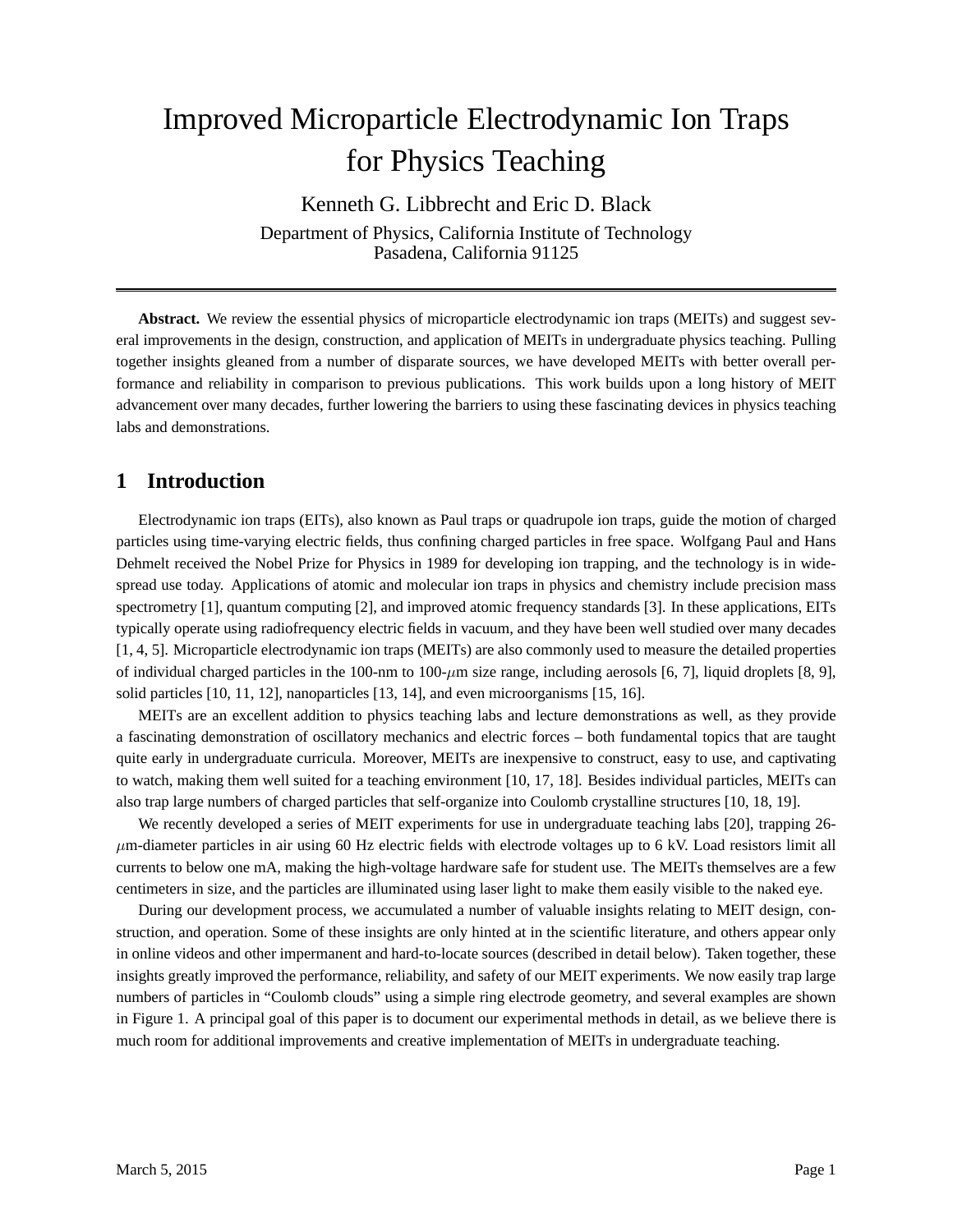# Improved Microparticle Electrodynamic Ion Traps for Physics Teaching

Kenneth G. Libbrecht and Eric D. Black

Department of Physics, California Institute of Technology
Pasadena, California 91125

---

**Abstract.** We review the essential physics of microparticle electrodynamic ion traps (MEITs) and suggest several improvements in the design, construction, and application of MEITs in undergraduate physics teaching. Pulling together insights gleaned from a number of disparate sources, we have developed MEITs with better overall performance and reliability in comparison to previous publications. This work builds upon a long history of MEIT advancement over many decades, further lowering the barriers to using these fascinating devices in physics teaching labs and demonstrations.

## 1 Introduction

Electrodynamic ion traps (EITs), also known as Paul traps or quadrupole ion traps, guide the motion of charged particles using time-varying electric fields, thus confining charged particles in free space. Wolfgang Paul and Hans Dehmelt received the Nobel Prize for Physics in 1989 for developing ion trapping, and the technology is in widespread use today. Applications of atomic and molecular ion traps in physics and chemistry include precision mass spectrometry [1], quantum computing [2], and improved atomic frequency standards [3]. In these applications, EITs typically operate using radiofrequency electric fields in vacuum, and they have been well studied over many decades [1, 4, 5]. Microparticle electrodynamic ion traps (MEITs) are also commonly used to measure the detailed properties of individual charged particles in the 100-nm to 100-$\mu$m size range, including aerosols [6, 7], liquid droplets [8, 9], solid particles [10, 11, 12], nanoparticles [13, 14], and even microorganisms [15, 16].

MEITs are an excellent addition to physics teaching labs and lecture demonstrations as well, as they provide a fascinating demonstration of oscillatory mechanics and electric forces – both fundamental topics that are taught quite early in undergraduate curricula. Moreover, MEITs are inexpensive to construct, easy to use, and captivating to watch, making them well suited for a teaching environment [10, 17, 18]. Besides individual particles, MEITs can also trap large numbers of charged particles that self-organize into Coulomb crystalline structures [10, 18, 19].

We recently developed a series of MEIT experiments for use in undergraduate teaching labs [20], trapping 26-$\mu$m-diameter particles in air using 60 Hz electric fields with electrode voltages up to 6 kV. Load resistors limit all currents to below one mA, making the high-voltage hardware safe for student use. The MEITs themselves are a few centimeters in size, and the particles are illuminated using laser light to make them easily visible to the naked eye.

During our development process, we accumulated a number of valuable insights relating to MEIT design, construction, and operation. Some of these insights are only hinted at in the scientific literature, and others appear only in online videos and other impermanent and hard-to-locate sources (described in detail below). Taken together, these insights greatly improved the performance, reliability, and safety of our MEIT experiments. We now easily trap large numbers of particles in "Coulomb clouds" using a simple ring electrode geometry, and several examples are shown in Figure 1. A principal goal of this paper is to document our experimental methods in detail, as we believe there is much room for additional improvements and creative implementation of MEITs in undergraduate teaching.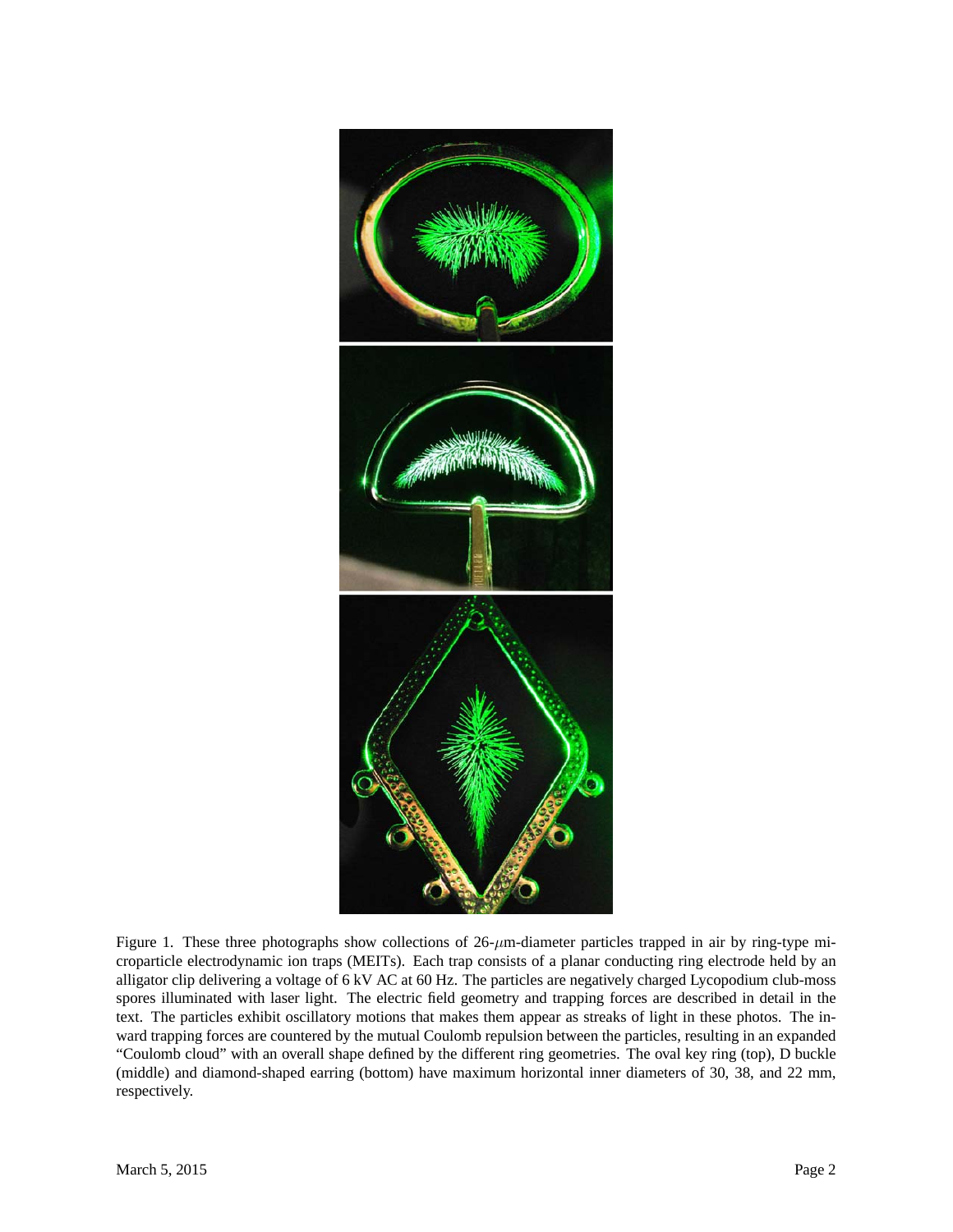Figure 1. These three photographs show collections of 26-$\mu$m-diameter particles trapped in air by ring-type microparticle electrodynamic ion traps (MEITs). Each trap consists of a planar conducting ring electrode held by an alligator clip delivering a voltage of 6 kV AC at 60 Hz. The particles are negatively charged Lycopodium club-moss spores illuminated with laser light. The electric field geometry and trapping forces are described in detail in the text. The particles exhibit oscillatory motions that makes them appear as streaks of light in these photos. The inward trapping forces are countered by the mutual Coulomb repulsion between the particles, resulting in an expanded "Coulomb cloud" with an overall shape defined by the different ring geometries. The oval key ring (top), D buckle (middle) and diamond-shaped earring (bottom) have maximum horizontal inner diameters of 30, 38, and 22 mm, respectively.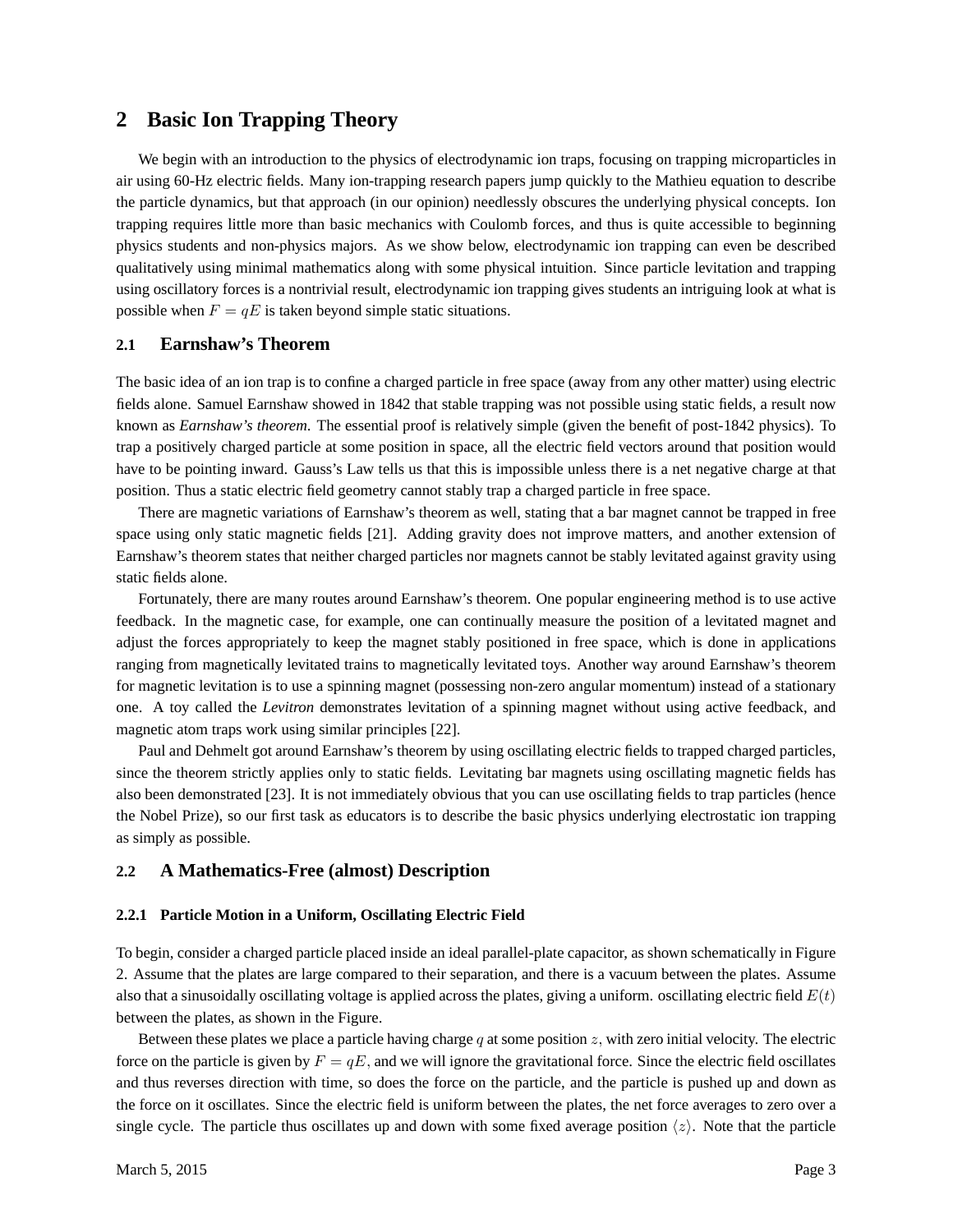## 2 Basic Ion Trapping Theory

We begin with an introduction to the physics of electrodynamic ion traps, focusing on trapping microparticles in air using 60-Hz electric fields. Many ion-trapping research papers jump quickly to the Mathieu equation to describe the particle dynamics, but that approach (in our opinion) needlessly obscures the underlying physical concepts. Ion trapping requires little more than basic mechanics with Coulomb forces, and thus is quite accessible to beginning physics students and non-physics majors. As we show below, electrodynamic ion trapping can even be described qualitatively using minimal mathematics along with some physical intuition. Since particle levitation and trapping using oscillatory forces is a nontrivial result, electrodynamic ion trapping gives students an intriguing look at what is possible when $F = qE$ is taken beyond simple static situations.

### 2.1 Earnshaw's Theorem

The basic idea of an ion trap is to confine a charged particle in free space (away from any other matter) using electric fields alone. Samuel Earnshaw showed in 1842 that stable trapping was not possible using static fields, a result now known as *Earnshaw's theorem*. The essential proof is relatively simple (given the benefit of post-1842 physics). To trap a positively charged particle at some position in space, all the electric field vectors around that position would have to be pointing inward. Gauss's Law tells us that this is impossible unless there is a net negative charge at that position. Thus a static electric field geometry cannot stably trap a charged particle in free space.

There are magnetic variations of Earnshaw's theorem as well, stating that a bar magnet cannot be trapped in free space using only static magnetic fields [21]. Adding gravity does not improve matters, and another extension of Earnshaw's theorem states that neither charged particles nor magnets cannot be stably levitated against gravity using static fields alone.

Fortunately, there are many routes around Earnshaw's theorem. One popular engineering method is to use active feedback. In the magnetic case, for example, one can continually measure the position of a levitated magnet and adjust the forces appropriately to keep the magnet stably positioned in free space, which is done in applications ranging from magnetically levitated trains to magnetically levitated toys. Another way around Earnshaw's theorem for magnetic levitation is to use a spinning magnet (possessing non-zero angular momentum) instead of a stationary one. A toy called the *Levitron* demonstrates levitation of a spinning magnet without using active feedback, and magnetic atom traps work using similar principles [22].

Paul and Dehmelt got around Earnshaw's theorem by using oscillating electric fields to trapped charged particles, since the theorem strictly applies only to static fields. Levitating bar magnets using oscillating magnetic fields has also been demonstrated [23]. It is not immediately obvious that you can use oscillating fields to trap particles (hence the Nobel Prize), so our first task as educators is to describe the basic physics underlying electrostatic ion trapping as simply as possible.

### 2.2 A Mathematics-Free (almost) Description

#### 2.2.1 Particle Motion in a Uniform, Oscillating Electric Field

To begin, consider a charged particle placed inside an ideal parallel-plate capacitor, as shown schematically in Figure 2. Assume that the plates are large compared to their separation, and there is a vacuum between the plates. Assume also that a sinusoidally oscillating voltage is applied across the plates, giving a uniform. oscillating electric field $E(t)$ between the plates, as shown in the Figure.

Between these plates we place a particle having charge $q$ at some position $z$, with zero initial velocity. The electric force on the particle is given by $F = qE$, and we will ignore the gravitational force. Since the electric field oscillates and thus reverses direction with time, so does the force on the particle, and the particle is pushed up and down as the force on it oscillates. Since the electric field is uniform between the plates, the net force averages to zero over a single cycle. The particle thus oscillates up and down with some fixed average position $\langle z \rangle$. Note that the particle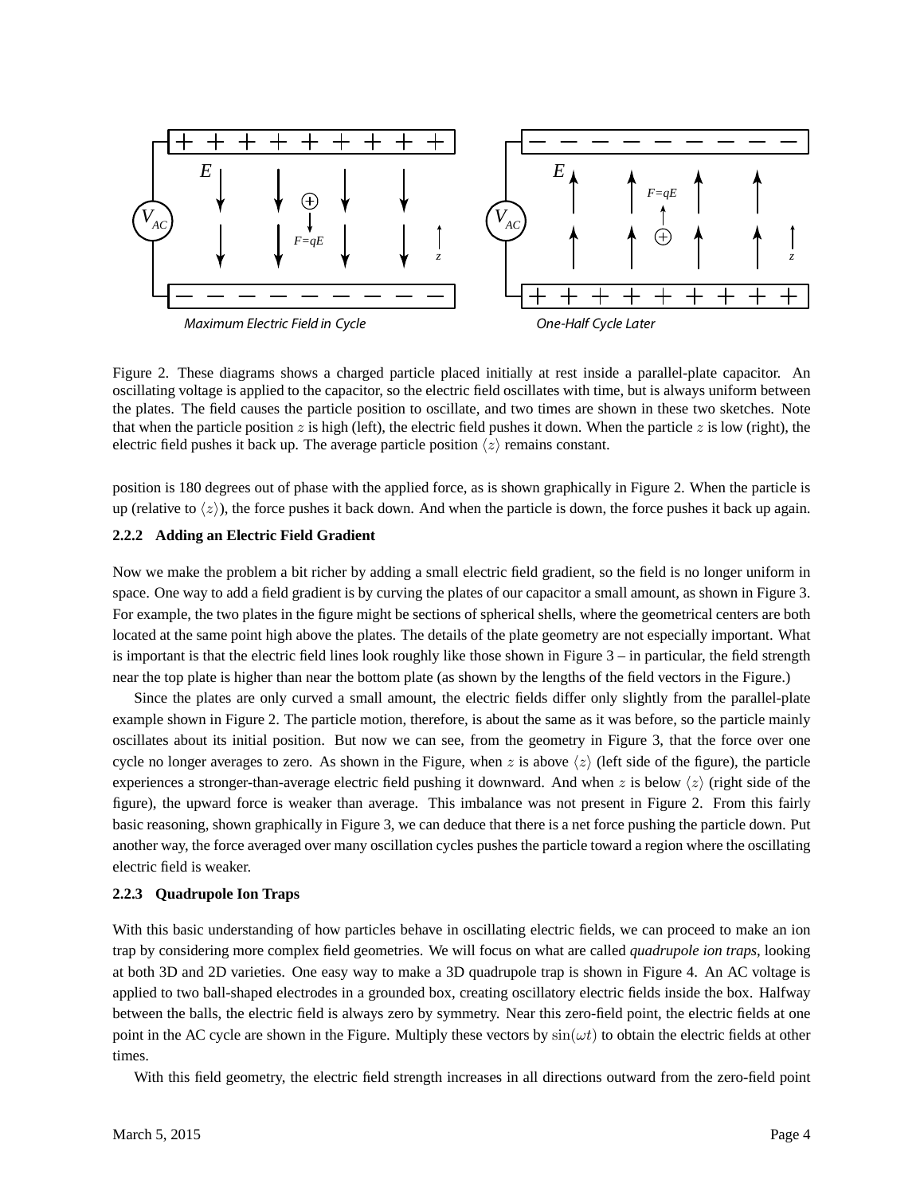Figure 2. These diagrams shows a charged particle placed initially at rest inside a parallel-plate capacitor. An oscillating voltage is applied to the capacitor, so the electric field oscillates with time, but is always uniform between the plates. The field causes the particle position to oscillate, and two times are shown in these two sketches. Note that when the particle position $z$ is high (left), the electric field pushes it down. When the particle $z$ is low (right), the electric field pushes it back up. The average particle position $\langle z \rangle$ remains constant.

position is 180 degrees out of phase with the applied force, as is shown graphically in Figure 2. When the particle is up (relative to $\langle z \rangle$), the force pushes it back down. And when the particle is down, the force pushes it back up again.

### 2.2.2 Adding an Electric Field Gradient

Now we make the problem a bit richer by adding a small electric field gradient, so the field is no longer uniform in space. One way to add a field gradient is by curving the plates of our capacitor a small amount, as shown in Figure 3. For example, the two plates in the figure might be sections of spherical shells, where the geometrical centers are both located at the same point high above the plates. The details of the plate geometry are not especially important. What is important is that the electric field lines look roughly like those shown in Figure 3 – in particular, the field strength near the top plate is higher than near the bottom plate (as shown by the lengths of the field vectors in the Figure.)

Since the plates are only curved a small amount, the electric fields differ only slightly from the parallel-plate example shown in Figure 2. The particle motion, therefore, is about the same as it was before, so the particle mainly oscillates about its initial position. But now we can see, from the geometry in Figure 3, that the force over one cycle no longer averages to zero. As shown in the Figure, when $z$ is above $\langle z \rangle$ (left side of the figure), the particle experiences a stronger-than-average electric field pushing it downward. And when $z$ is below $\langle z \rangle$ (right side of the figure), the upward force is weaker than average. This imbalance was not present in Figure 2. From this fairly basic reasoning, shown graphically in Figure 3, we can deduce that there is a net force pushing the particle down. Put another way, the force averaged over many oscillation cycles pushes the particle toward a region where the oscillating electric field is weaker.

### 2.2.3 Quadrupole Ion Traps

With this basic understanding of how particles behave in oscillating electric fields, we can proceed to make an ion trap by considering more complex field geometries. We will focus on what are called *quadrupole ion traps*, looking at both 3D and 2D varieties. One easy way to make a 3D quadrupole trap is shown in Figure 4. An AC voltage is applied to two ball-shaped electrodes in a grounded box, creating oscillatory electric fields inside the box. Halfway between the balls, the electric field is always zero by symmetry. Near this zero-field point, the electric fields at one point in the AC cycle are shown in the Figure. Multiply these vectors by $\sin(\omega t)$ to obtain the electric fields at other times.

With this field geometry, the electric field strength increases in all directions outward from the zero-field point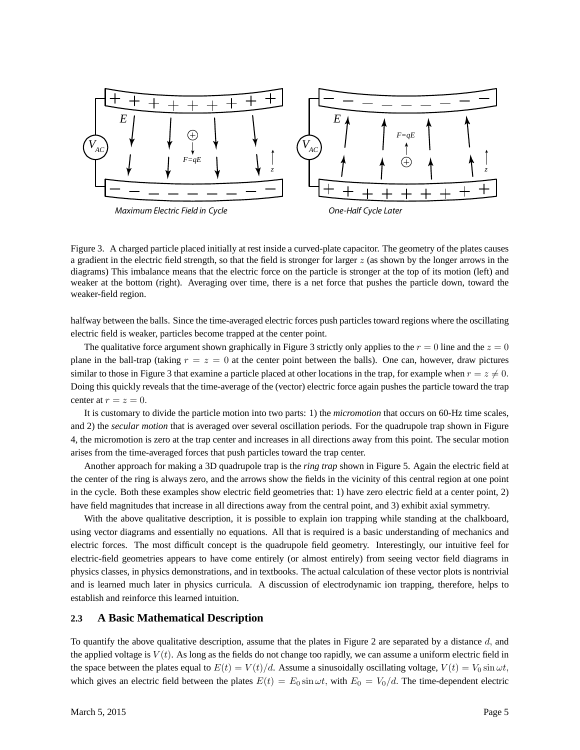Figure 3. A charged particle placed initially at rest inside a curved-plate capacitor. The geometry of the plates causes a gradient in the electric field strength, so that the field is stronger for larger $z$ (as shown by the longer arrows in the diagrams) This imbalance means that the electric force on the particle is stronger at the top of its motion (left) and weaker at the bottom (right). Averaging over time, there is a net force that pushes the particle down, toward the weaker-field region.

halfway between the balls. Since the time-averaged electric forces push particles toward regions where the oscillating electric field is weaker, particles become trapped at the center point.

The qualitative force argument shown graphically in Figure 3 strictly only applies to the $r = 0$ line and the $z = 0$ plane in the ball-trap (taking $r = z = 0$ at the center point between the balls). One can, however, draw pictures similar to those in Figure 3 that examine a particle placed at other locations in the trap, for example when $r = z \neq 0$. Doing this quickly reveals that the time-average of the (vector) electric force again pushes the particle toward the trap center at $r = z = 0$.

It is customary to divide the particle motion into two parts: 1) the *micromotion* that occurs on 60-Hz time scales, and 2) the *secular motion* that is averaged over several oscillation periods. For the quadrupole trap shown in Figure 4, the micromotion is zero at the trap center and increases in all directions away from this point. The secular motion arises from the time-averaged forces that push particles toward the trap center.

Another approach for making a 3D quadrupole trap is the *ring trap* shown in Figure 5. Again the electric field at the center of the ring is always zero, and the arrows show the fields in the vicinity of this central region at one point in the cycle. Both these examples show electric field geometries that: 1) have zero electric field at a center point, 2) have field magnitudes that increase in all directions away from the central point, and 3) exhibit axial symmetry.

With the above qualitative description, it is possible to explain ion trapping while standing at the chalkboard, using vector diagrams and essentially no equations. All that is required is a basic understanding of mechanics and electric forces. The most difficult concept is the quadrupole field geometry. Interestingly, our intuitive feel for electric-field geometries appears to have come entirely (or almost entirely) from seeing vector field diagrams in physics classes, in physics demonstrations, and in textbooks. The actual calculation of these vector plots is nontrivial and is learned much later in physics curricula. A discussion of electrodynamic ion trapping, therefore, helps to establish and reinforce this learned intuition.

### 2.3 A Basic Mathematical Description

To quantify the above qualitative description, assume that the plates in Figure 2 are separated by a distance $d$, and the applied voltage is $V(t)$. As long as the fields do not change too rapidly, we can assume a uniform electric field in the space between the plates equal to $E(t) = V(t)/d$. Assume a sinusoidally oscillating voltage, $V(t) = V_0 \sin \omega t$, which gives an electric field between the plates $E(t) = E_0 \sin \omega t$, with $E_0 = V_0/d$. The time-dependent electric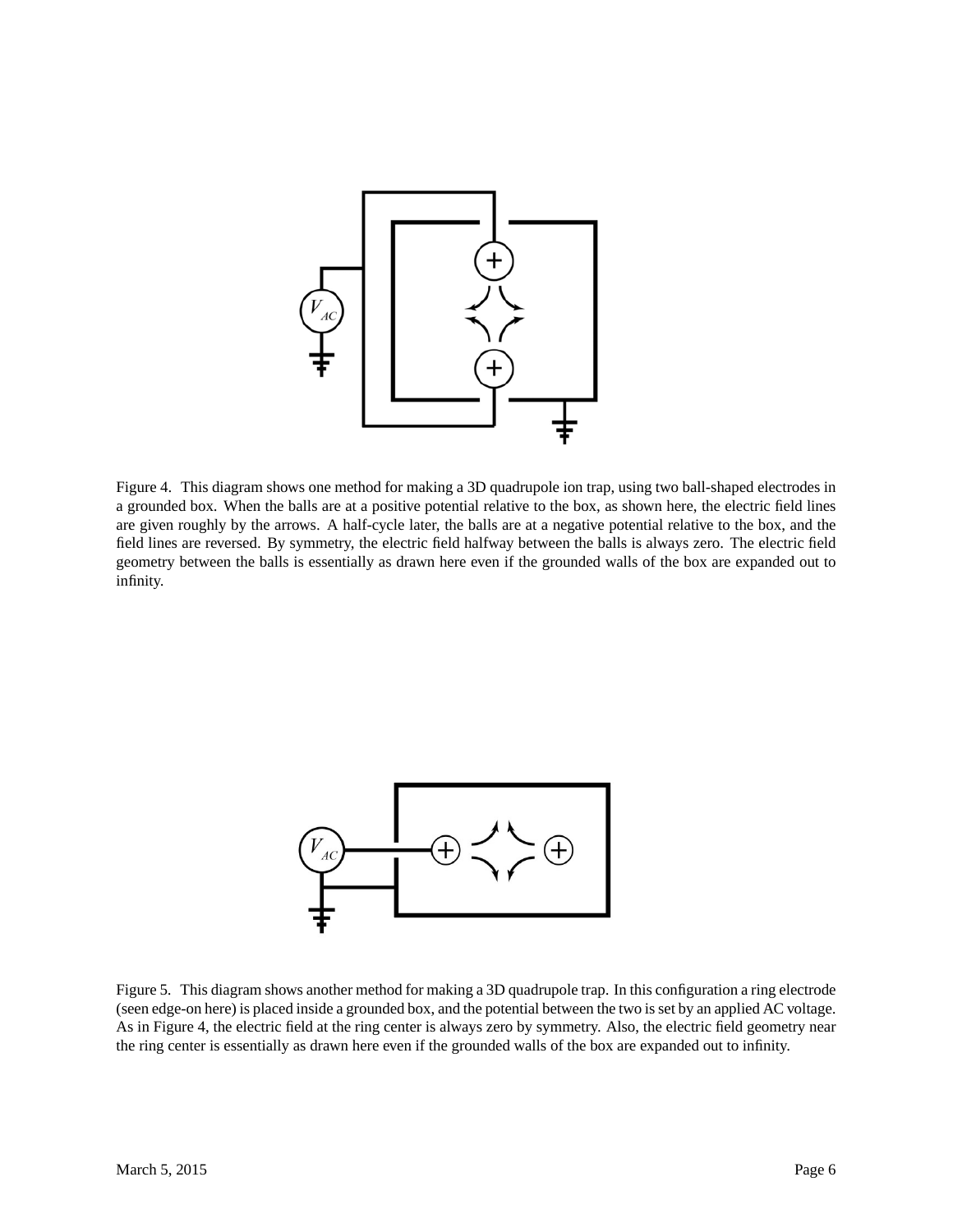Figure 4. This diagram shows one method for making a 3D quadrupole ion trap, using two ball-shaped electrodes in a grounded box. When the balls are at a positive potential relative to the box, as shown here, the electric field lines are given roughly by the arrows. A half-cycle later, the balls are at a negative potential relative to the box, and the field lines are reversed. By symmetry, the electric field halfway between the balls is always zero. The electric field geometry between the balls is essentially as drawn here even if the grounded walls of the box are expanded out to infinity.

Figure 5. This diagram shows another method for making a 3D quadrupole trap. In this configuration a ring electrode (seen edge-on here) is placed inside a grounded box, and the potential between the two is set by an applied AC voltage. As in Figure 4, the electric field at the ring center is always zero by symmetry. Also, the electric field geometry near the ring center is essentially as drawn here even if the grounded walls of the box are expanded out to infinity.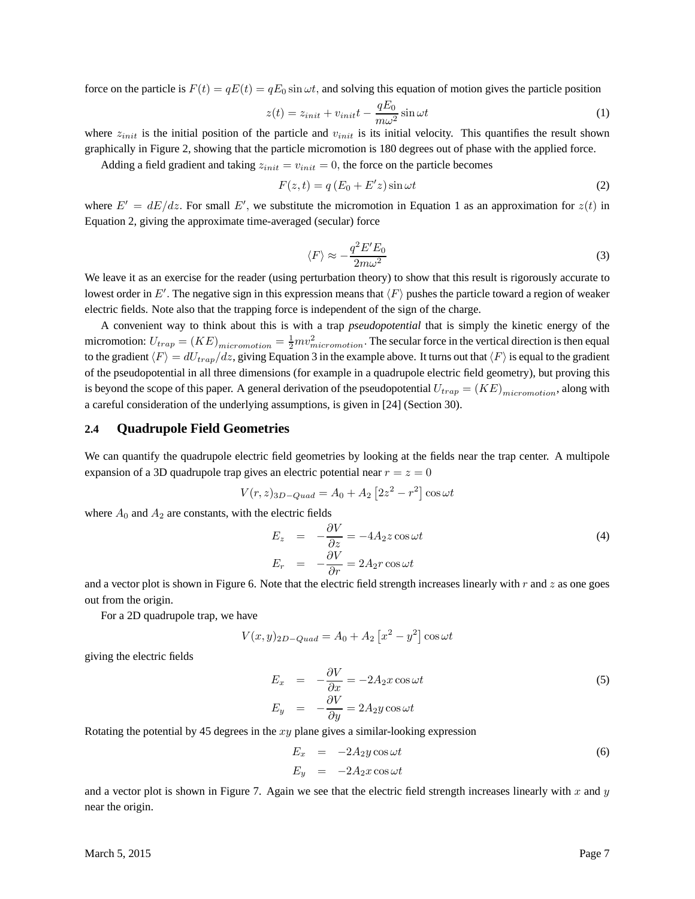force on the particle is $F(t) = qE(t) = qE_0 \sin \omega t$, and solving this equation of motion gives the particle position

$$z(t) = z_{init} + v_{init}t - \frac{qE_0}{m\omega^2} \sin \omega t \tag{1}$$

where $z_{init}$ is the initial position of the particle and $v_{init}$ is its initial velocity. This quantifies the result shown graphically in Figure 2, showing that the particle micromotion is 180 degrees out of phase with the applied force.

Adding a field gradient and taking $z_{init} = v_{init} = 0$, the force on the particle becomes

$$F(z,t) = q\left(E_0 + E'z\right) \sin \omega t \tag{2}$$

where $E' = dE/dz$. For small $E'$, we substitute the micromotion in Equation 1 as an approximation for $z(t)$ in Equation 2, giving the approximate time-averaged (secular) force

$$\langle F \rangle \approx -\frac{q^2 E' E_0}{2m\omega^2} \tag{3}$$

We leave it as an exercise for the reader (using perturbation theory) to show that this result is rigorously accurate to lowest order in $E'$. The negative sign in this expression means that $\langle F \rangle$ pushes the particle toward a region of weaker electric fields. Note also that the trapping force is independent of the sign of the charge.

A convenient way to think about this is with a trap *pseudopotential* that is simply the kinetic energy of the micromotion: $U_{trap} = (KE)_{micromotion} = \frac{1}{2}mv^2_{micromotion}$. The secular force in the vertical direction is then equal to the gradient $\langle F \rangle = dU_{trap}/dz$, giving Equation 3 in the example above. It turns out that $\langle F \rangle$ is equal to the gradient of the pseudopotential in all three dimensions (for example in a quadrupole electric field geometry), but proving this is beyond the scope of this paper. A general derivation of the pseudopotential $U_{trap} = (KE)_{micromotion}$, along with a careful consideration of the underlying assumptions, is given in [24] (Section 30).

## 2.4 Quadrupole Field Geometries

We can quantify the quadrupole electric field geometries by looking at the fields near the trap center. A multipole expansion of a 3D quadrupole trap gives an electric potential near $r = z = 0$

$$V(r,z)_{3D-Quad} = A_0 + A_2\left[2z^2 - r^2\right] \cos \omega t$$

where $A_0$ and $A_2$ are constants, with the electric fields

$$\begin{aligned} E_z &= -\frac{\partial V}{\partial z} = -4A_2 z \cos \omega t \\ E_r &= -\frac{\partial V}{\partial r} = 2A_2 r \cos \omega t \end{aligned} \tag{4}$$

and a vector plot is shown in Figure 6. Note that the electric field strength increases linearly with $r$ and $z$ as one goes out from the origin.

For a 2D quadrupole trap, we have

$$V(x,y)_{2D-Quad} = A_0 + A_2\left[x^2 - y^2\right] \cos \omega t$$

giving the electric fields

$$\begin{aligned} E_x &= -\frac{\partial V}{\partial x} = -2A_2 x \cos \omega t \\ E_y &= -\frac{\partial V}{\partial y} = 2A_2 y \cos \omega t \end{aligned} \tag{5}$$

Rotating the potential by 45 degrees in the $xy$ plane gives a similar-looking expression

$$\begin{aligned} E_x &= -2A_2 y \cos \omega t \\ E_y &= -2A_2 x \cos \omega t \end{aligned} \tag{6}$$

and a vector plot is shown in Figure 7. Again we see that the electric field strength increases linearly with $x$ and $y$ near the origin.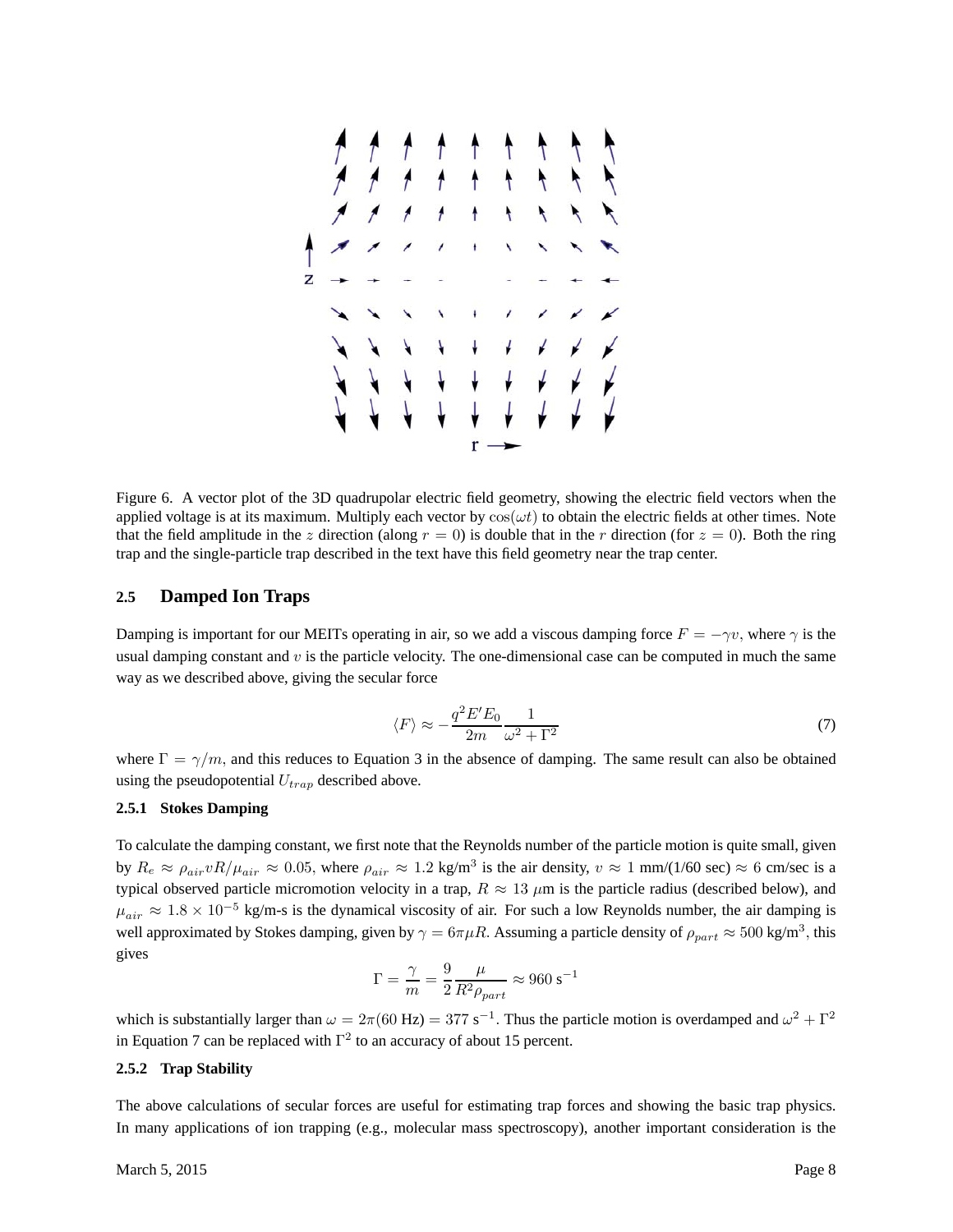Figure 6. A vector plot of the 3D quadrupolar electric field geometry, showing the electric field vectors when the applied voltage is at its maximum. Multiply each vector by $\cos(\omega t)$ to obtain the electric fields at other times. Note that the field amplitude in the $z$ direction (along $r = 0$) is double that in the $r$ direction (for $z = 0$). Both the ring trap and the single-particle trap described in the text have this field geometry near the trap center.

## 2.5 Damped Ion Traps

Damping is important for our MEITs operating in air, so we add a viscous damping force $F = -\gamma v$, where $\gamma$ is the usual damping constant and $v$ is the particle velocity. The one-dimensional case can be computed in much the same way as we described above, giving the secular force

$$\langle F \rangle \approx -\frac{q^2 E' E_0}{2m} \frac{1}{\omega^2 + \Gamma^2} \tag{7}$$

where $\Gamma = \gamma/m$, and this reduces to Equation 3 in the absence of damping. The same result can also be obtained using the pseudopotential $U_{trap}$ described above.

### 2.5.1 Stokes Damping

To calculate the damping constant, we first note that the Reynolds number of the particle motion is quite small, given by $R_e \approx \rho_{air} v R / \mu_{air} \approx 0.05$, where $\rho_{air} \approx 1.2$ kg/m$^3$ is the air density, $v \approx 1$ mm/(1/60 sec) $\approx 6$ cm/sec is a typical observed particle micromotion velocity in a trap, $R \approx 13$ $\mu$m is the particle radius (described below), and $\mu_{air} \approx 1.8 \times 10^{-5}$ kg/m-s is the dynamical viscosity of air. For such a low Reynolds number, the air damping is well approximated by Stokes damping, given by $\gamma = 6\pi\mu R$. Assuming a particle density of $\rho_{part} \approx 500$ kg/m$^3$, this gives

$$\Gamma = \frac{\gamma}{m} = \frac{9}{2} \frac{\mu}{R^2 \rho_{part}} \approx 960 \text{ s}^{-1}$$

which is substantially larger than $\omega = 2\pi(60 \text{ Hz}) = 377 \text{ s}^{-1}$. Thus the particle motion is overdamped and $\omega^2 + \Gamma^2$ in Equation 7 can be replaced with $\Gamma^2$ to an accuracy of about 15 percent.

### 2.5.2 Trap Stability

The above calculations of secular forces are useful for estimating trap forces and showing the basic trap physics. In many applications of ion trapping (e.g., molecular mass spectroscopy), another important consideration is the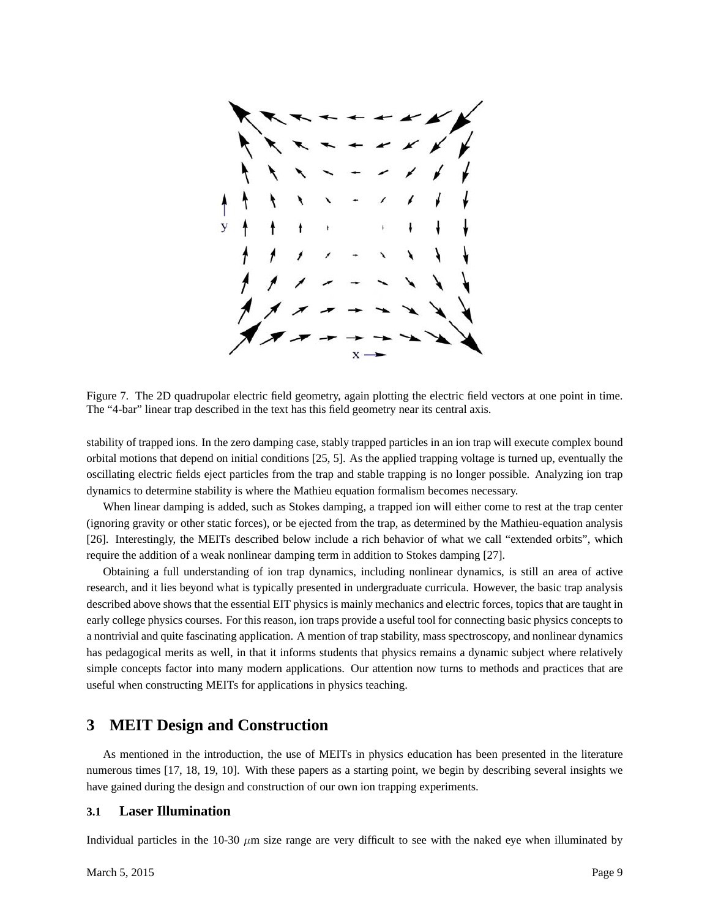Figure 7. The 2D quadrupolar electric field geometry, again plotting the electric field vectors at one point in time. The "4-bar" linear trap described in the text has this field geometry near its central axis.

stability of trapped ions. In the zero damping case, stably trapped particles in an ion trap will execute complex bound orbital motions that depend on initial conditions [25, 5]. As the applied trapping voltage is turned up, eventually the oscillating electric fields eject particles from the trap and stable trapping is no longer possible. Analyzing ion trap dynamics to determine stability is where the Mathieu equation formalism becomes necessary.

When linear damping is added, such as Stokes damping, a trapped ion will either come to rest at the trap center (ignoring gravity or other static forces), or be ejected from the trap, as determined by the Mathieu-equation analysis [26]. Interestingly, the MEITs described below include a rich behavior of what we call "extended orbits", which require the addition of a weak nonlinear damping term in addition to Stokes damping [27].

Obtaining a full understanding of ion trap dynamics, including nonlinear dynamics, is still an area of active research, and it lies beyond what is typically presented in undergraduate curricula. However, the basic trap analysis described above shows that the essential EIT physics is mainly mechanics and electric forces, topics that are taught in early college physics courses. For this reason, ion traps provide a useful tool for connecting basic physics concepts to a nontrivial and quite fascinating application. A mention of trap stability, mass spectroscopy, and nonlinear dynamics has pedagogical merits as well, in that it informs students that physics remains a dynamic subject where relatively simple concepts factor into many modern applications. Our attention now turns to methods and practices that are useful when constructing MEITs for applications in physics teaching.

## 3 MEIT Design and Construction

As mentioned in the introduction, the use of MEITs in physics education has been presented in the literature numerous times [17, 18, 19, 10]. With these papers as a starting point, we begin by describing several insights we have gained during the design and construction of our own ion trapping experiments.

### 3.1 Laser Illumination

Individual particles in the 10-30 $\mu$m size range are very difficult to see with the naked eye when illuminated by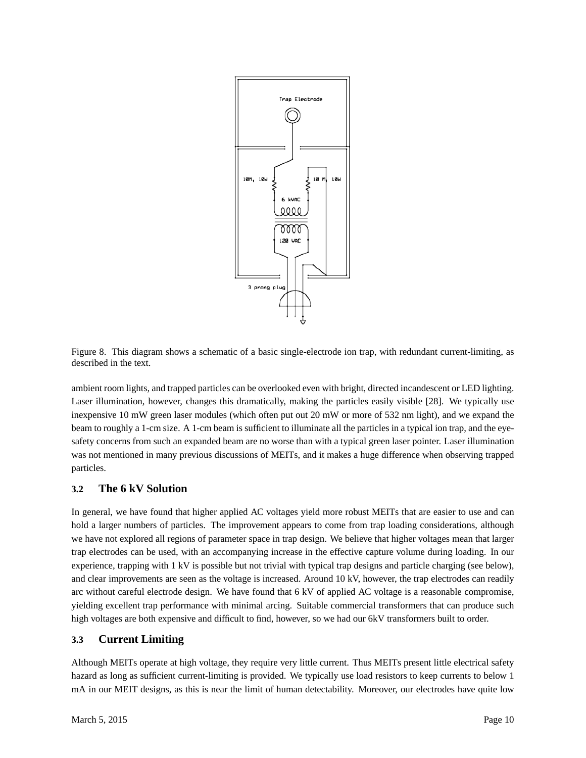Figure 8. This diagram shows a schematic of a basic single-electrode ion trap, with redundant current-limiting, as described in the text.

ambient room lights, and trapped particles can be overlooked even with bright, directed incandescent or LED lighting. Laser illumination, however, changes this dramatically, making the particles easily visible [28]. We typically use inexpensive 10 mW green laser modules (which often put out 20 mW or more of 532 nm light), and we expand the beam to roughly a 1-cm size. A 1-cm beam is sufficient to illuminate all the particles in a typical ion trap, and the eye-safety concerns from such an expanded beam are no worse than with a typical green laser pointer. Laser illumination was not mentioned in many previous discussions of MEITs, and it makes a huge difference when observing trapped particles.

### 3.2 The 6 kV Solution

In general, we have found that higher applied AC voltages yield more robust MEITs that are easier to use and can hold a larger numbers of particles. The improvement appears to come from trap loading considerations, although we have not explored all regions of parameter space in trap design. We believe that higher voltages mean that larger trap electrodes can be used, with an accompanying increase in the effective capture volume during loading. In our experience, trapping with 1 kV is possible but not trivial with typical trap designs and particle charging (see below), and clear improvements are seen as the voltage is increased. Around 10 kV, however, the trap electrodes can readily arc without careful electrode design. We have found that 6 kV of applied AC voltage is a reasonable compromise, yielding excellent trap performance with minimal arcing. Suitable commercial transformers that can produce such high voltages are both expensive and difficult to find, however, so we had our 6kV transformers built to order.

### 3.3 Current Limiting

Although MEITs operate at high voltage, they require very little current. Thus MEITs present little electrical safety hazard as long as sufficient current-limiting is provided. We typically use load resistors to keep currents to below 1 mA in our MEIT designs, as this is near the limit of human detectability. Moreover, our electrodes have quite low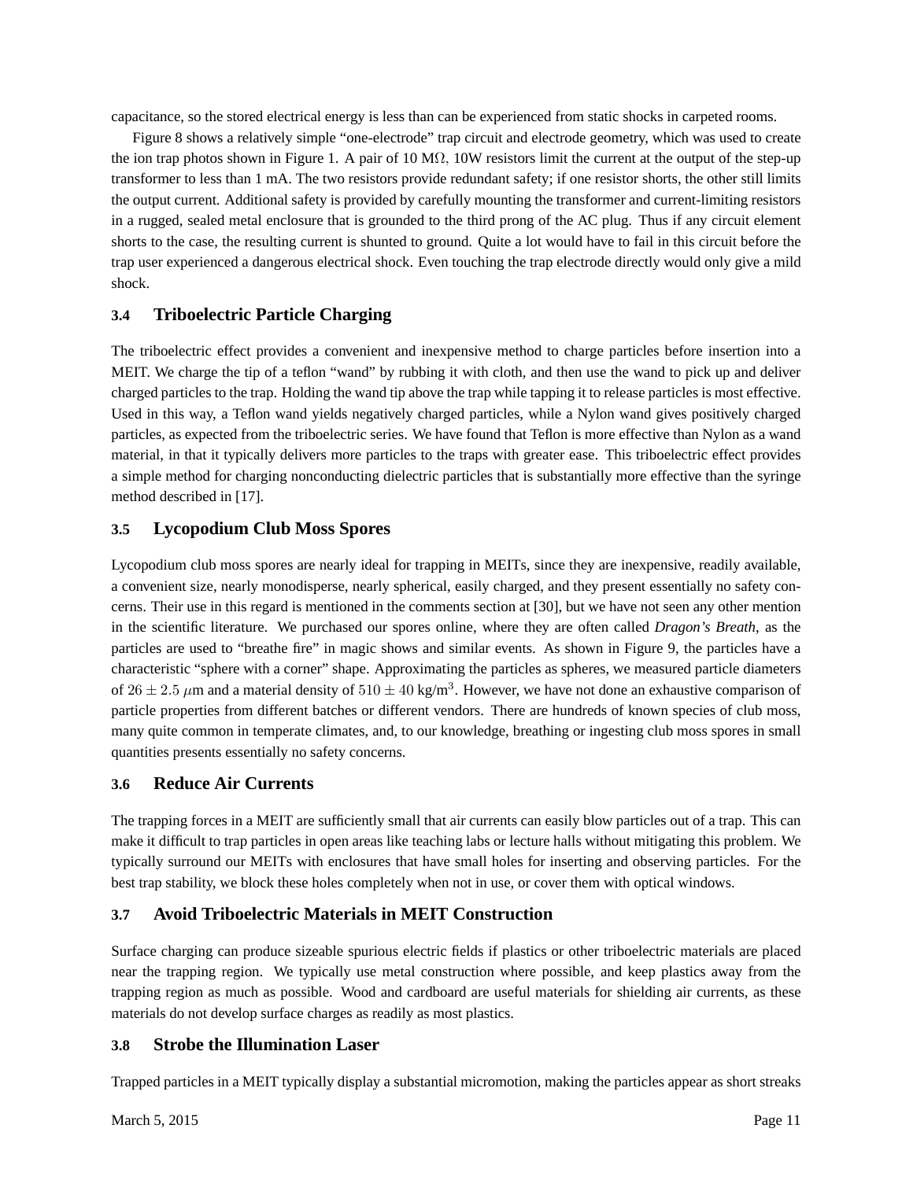capacitance, so the stored electrical energy is less than can be experienced from static shocks in carpeted rooms.

Figure 8 shows a relatively simple "one-electrode" trap circuit and electrode geometry, which was used to create the ion trap photos shown in Figure 1. A pair of 10 M$\Omega$, 10W resistors limit the current at the output of the step-up transformer to less than 1 mA. The two resistors provide redundant safety; if one resistor shorts, the other still limits the output current. Additional safety is provided by carefully mounting the transformer and current-limiting resistors in a rugged, sealed metal enclosure that is grounded to the third prong of the AC plug. Thus if any circuit element shorts to the case, the resulting current is shunted to ground. Quite a lot would have to fail in this circuit before the trap user experienced a dangerous electrical shock. Even touching the trap electrode directly would only give a mild shock.

### 3.4 Triboelectric Particle Charging

The triboelectric effect provides a convenient and inexpensive method to charge particles before insertion into a MEIT. We charge the tip of a teflon "wand" by rubbing it with cloth, and then use the wand to pick up and deliver charged particles to the trap. Holding the wand tip above the trap while tapping it to release particles is most effective. Used in this way, a Teflon wand yields negatively charged particles, while a Nylon wand gives positively charged particles, as expected from the triboelectric series. We have found that Teflon is more effective than Nylon as a wand material, in that it typically delivers more particles to the traps with greater ease. This triboelectric effect provides a simple method for charging nonconducting dielectric particles that is substantially more effective than the syringe method described in [17].

### 3.5 Lycopodium Club Moss Spores

Lycopodium club moss spores are nearly ideal for trapping in MEITs, since they are inexpensive, readily available, a convenient size, nearly monodisperse, nearly spherical, easily charged, and they present essentially no safety concerns. Their use in this regard is mentioned in the comments section at [30], but we have not seen any other mention in the scientific literature. We purchased our spores online, where they are often called *Dragon's Breath*, as the particles are used to "breathe fire" in magic shows and similar events. As shown in Figure 9, the particles have a characteristic "sphere with a corner" shape. Approximating the particles as spheres, we measured particle diameters of $26 \pm 2.5$ $\mu$m and a material density of $510 \pm 40$ kg/m$^3$. However, we have not done an exhaustive comparison of particle properties from different batches or different vendors. There are hundreds of known species of club moss, many quite common in temperate climates, and, to our knowledge, breathing or ingesting club moss spores in small quantities presents essentially no safety concerns.

### 3.6 Reduce Air Currents

The trapping forces in a MEIT are sufficiently small that air currents can easily blow particles out of a trap. This can make it difficult to trap particles in open areas like teaching labs or lecture halls without mitigating this problem. We typically surround our MEITs with enclosures that have small holes for inserting and observing particles. For the best trap stability, we block these holes completely when not in use, or cover them with optical windows.

### 3.7 Avoid Triboelectric Materials in MEIT Construction

Surface charging can produce sizeable spurious electric fields if plastics or other triboelectric materials are placed near the trapping region. We typically use metal construction where possible, and keep plastics away from the trapping region as much as possible. Wood and cardboard are useful materials for shielding air currents, as these materials do not develop surface charges as readily as most plastics.

### 3.8 Strobe the Illumination Laser

Trapped particles in a MEIT typically display a substantial micromotion, making the particles appear as short streaks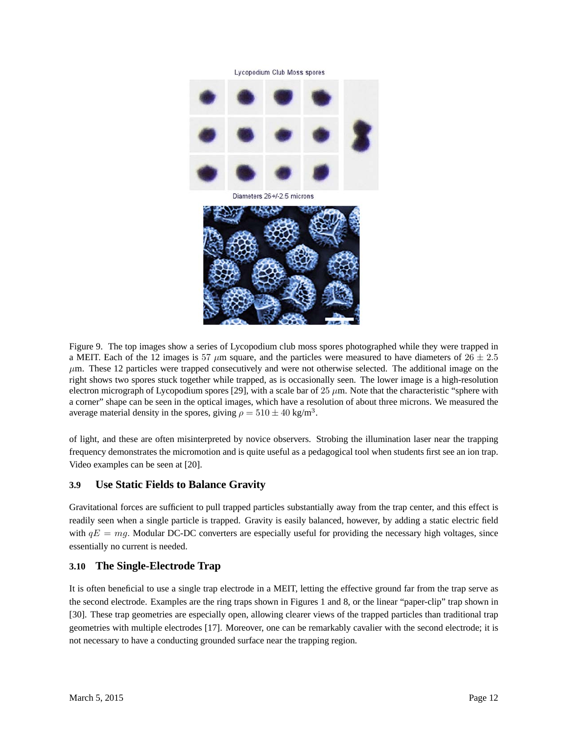Lycopodium Club Moss spores

Diameters 26+/-2.5 microns

Figure 9. The top images show a series of Lycopodium club moss spores photographed while they were trapped in a MEIT. Each of the 12 images is 57 $\mu$m square, and the particles were measured to have diameters of $26 \pm 2.5$ $\mu$m. These 12 particles were trapped consecutively and were not otherwise selected. The additional image on the right shows two spores stuck together while trapped, as is occasionally seen. The lower image is a high-resolution electron micrograph of Lycopodium spores [29], with a scale bar of 25 $\mu$m. Note that the characteristic "sphere with a corner" shape can be seen in the optical images, which have a resolution of about three microns. We measured the average material density in the spores, giving $\rho = 510 \pm 40$ kg/m$^3$.

of light, and these are often misinterpreted by novice observers. Strobing the illumination laser near the trapping frequency demonstrates the micromotion and is quite useful as a pedagogical tool when students first see an ion trap. Video examples can be seen at [20].

### 3.9 Use Static Fields to Balance Gravity

Gravitational forces are sufficient to pull trapped particles substantially away from the trap center, and this effect is readily seen when a single particle is trapped. Gravity is easily balanced, however, by adding a static electric field with $qE = mg$. Modular DC-DC converters are especially useful for providing the necessary high voltages, since essentially no current is needed.

### 3.10 The Single-Electrode Trap

It is often beneficial to use a single trap electrode in a MEIT, letting the effective ground far from the trap serve as the second electrode. Examples are the ring traps shown in Figures 1 and 8, or the linear "paper-clip" trap shown in [30]. These trap geometries are especially open, allowing clearer views of the trapped particles than traditional trap geometries with multiple electrodes [17]. Moreover, one can be remarkably cavalier with the second electrode; it is not necessary to have a conducting grounded surface near the trapping region.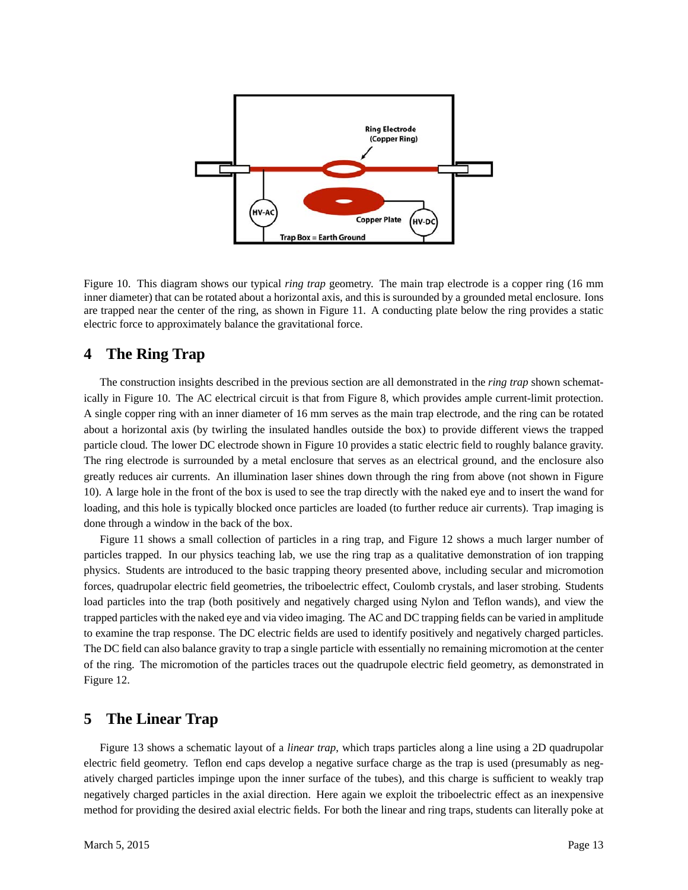Figure 10. This diagram shows our typical *ring trap* geometry. The main trap electrode is a copper ring (16 mm inner diameter) that can be rotated about a horizontal axis, and this is surounded by a grounded metal enclosure. Ions are trapped near the center of the ring, as shown in Figure 11. A conducting plate below the ring provides a static electric force to approximately balance the gravitational force.

## 4 The Ring Trap

The construction insights described in the previous section are all demonstrated in the *ring trap* shown schematically in Figure 10. The AC electrical circuit is that from Figure 8, which provides ample current-limit protection. A single copper ring with an inner diameter of 16 mm serves as the main trap electrode, and the ring can be rotated about a horizontal axis (by twirling the insulated handles outside the box) to provide different views the trapped particle cloud. The lower DC electrode shown in Figure 10 provides a static electric field to roughly balance gravity. The ring electrode is surrounded by a metal enclosure that serves as an electrical ground, and the enclosure also greatly reduces air currents. An illumination laser shines down through the ring from above (not shown in Figure 10). A large hole in the front of the box is used to see the trap directly with the naked eye and to insert the wand for loading, and this hole is typically blocked once particles are loaded (to further reduce air currents). Trap imaging is done through a window in the back of the box.

Figure 11 shows a small collection of particles in a ring trap, and Figure 12 shows a much larger number of particles trapped. In our physics teaching lab, we use the ring trap as a qualitative demonstration of ion trapping physics. Students are introduced to the basic trapping theory presented above, including secular and micromotion forces, quadrupolar electric field geometries, the triboelectric effect, Coulomb crystals, and laser strobing. Students load particles into the trap (both positively and negatively charged using Nylon and Teflon wands), and view the trapped particles with the naked eye and via video imaging. The AC and DC trapping fields can be varied in amplitude to examine the trap response. The DC electric fields are used to identify positively and negatively charged particles. The DC field can also balance gravity to trap a single particle with essentially no remaining micromotion at the center of the ring. The micromotion of the particles traces out the quadrupole electric field geometry, as demonstrated in Figure 12.

## 5 The Linear Trap

Figure 13 shows a schematic layout of a *linear trap*, which traps particles along a line using a 2D quadrupolar electric field geometry. Teflon end caps develop a negative surface charge as the trap is used (presumably as negatively charged particles impinge upon the inner surface of the tubes), and this charge is sufficient to weakly trap negatively charged particles in the axial direction. Here again we exploit the triboelectric effect as an inexpensive method for providing the desired axial electric fields. For both the linear and ring traps, students can literally poke at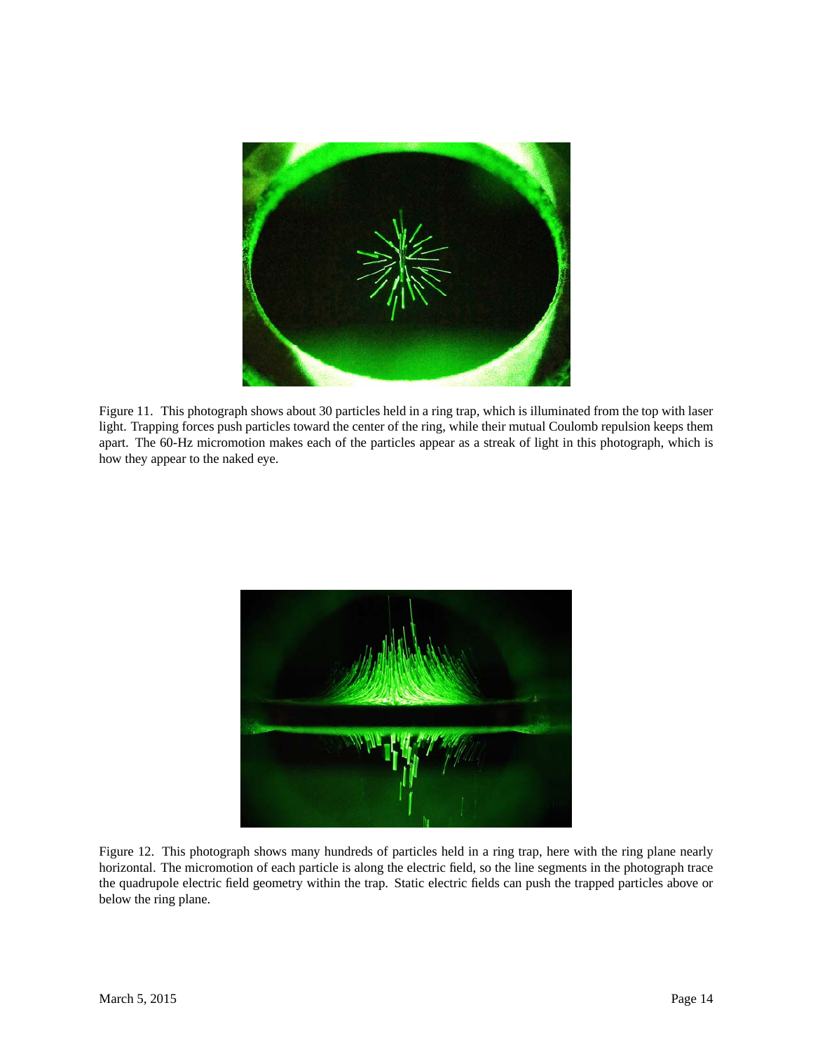Figure 11. This photograph shows about 30 particles held in a ring trap, which is illuminated from the top with laser light. Trapping forces push particles toward the center of the ring, while their mutual Coulomb repulsion keeps them apart. The 60-Hz micromotion makes each of the particles appear as a streak of light in this photograph, which is how they appear to the naked eye.

Figure 12. This photograph shows many hundreds of particles held in a ring trap, here with the ring plane nearly horizontal. The micromotion of each particle is along the electric field, so the line segments in the photograph trace the quadrupole electric field geometry within the trap. Static electric fields can push the trapped particles above or below the ring plane.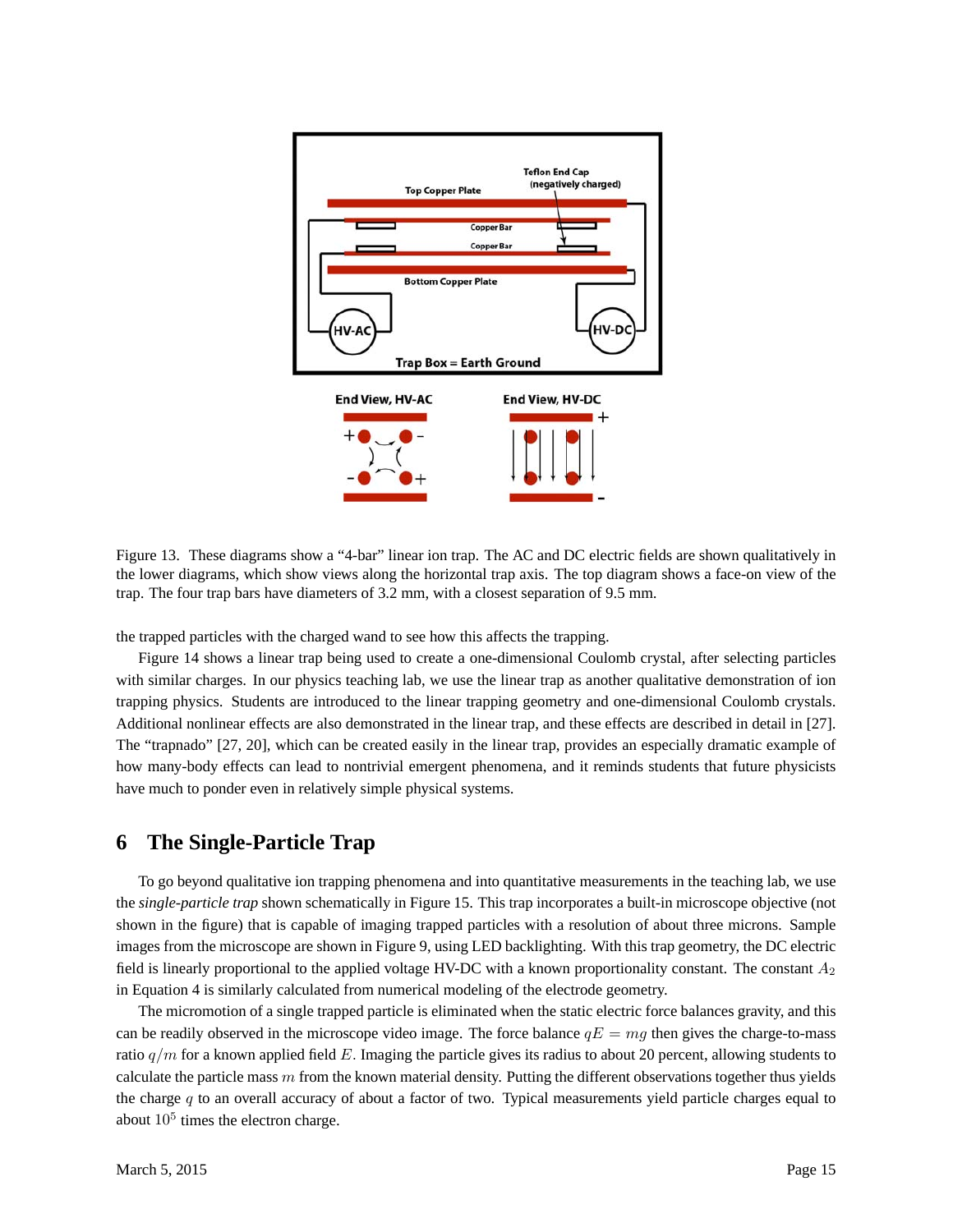Figure 13. These diagrams show a "4-bar" linear ion trap. The AC and DC electric fields are shown qualitatively in the lower diagrams, which show views along the horizontal trap axis. The top diagram shows a face-on view of the trap. The four trap bars have diameters of 3.2 mm, with a closest separation of 9.5 mm.

the trapped particles with the charged wand to see how this affects the trapping.

Figure 14 shows a linear trap being used to create a one-dimensional Coulomb crystal, after selecting particles with similar charges. In our physics teaching lab, we use the linear trap as another qualitative demonstration of ion trapping physics. Students are introduced to the linear trapping geometry and one-dimensional Coulomb crystals. Additional nonlinear effects are also demonstrated in the linear trap, and these effects are described in detail in [27]. The "trapnado" [27, 20], which can be created easily in the linear trap, provides an especially dramatic example of how many-body effects can lead to nontrivial emergent phenomena, and it reminds students that future physicists have much to ponder even in relatively simple physical systems.

## 6 The Single-Particle Trap

To go beyond qualitative ion trapping phenomena and into quantitative measurements in the teaching lab, we use the *single-particle trap* shown schematically in Figure 15. This trap incorporates a built-in microscope objective (not shown in the figure) that is capable of imaging trapped particles with a resolution of about three microns. Sample images from the microscope are shown in Figure 9, using LED backlighting. With this trap geometry, the DC electric field is linearly proportional to the applied voltage HV-DC with a known proportionality constant. The constant $A_2$ in Equation 4 is similarly calculated from numerical modeling of the electrode geometry.

The micromotion of a single trapped particle is eliminated when the static electric force balances gravity, and this can be readily observed in the microscope video image. The force balance $qE = mg$ then gives the charge-to-mass ratio $q/m$ for a known applied field $E$. Imaging the particle gives its radius to about 20 percent, allowing students to calculate the particle mass $m$ from the known material density. Putting the different observations together thus yields the charge $q$ to an overall accuracy of about a factor of two. Typical measurements yield particle charges equal to about $10^5$ times the electron charge.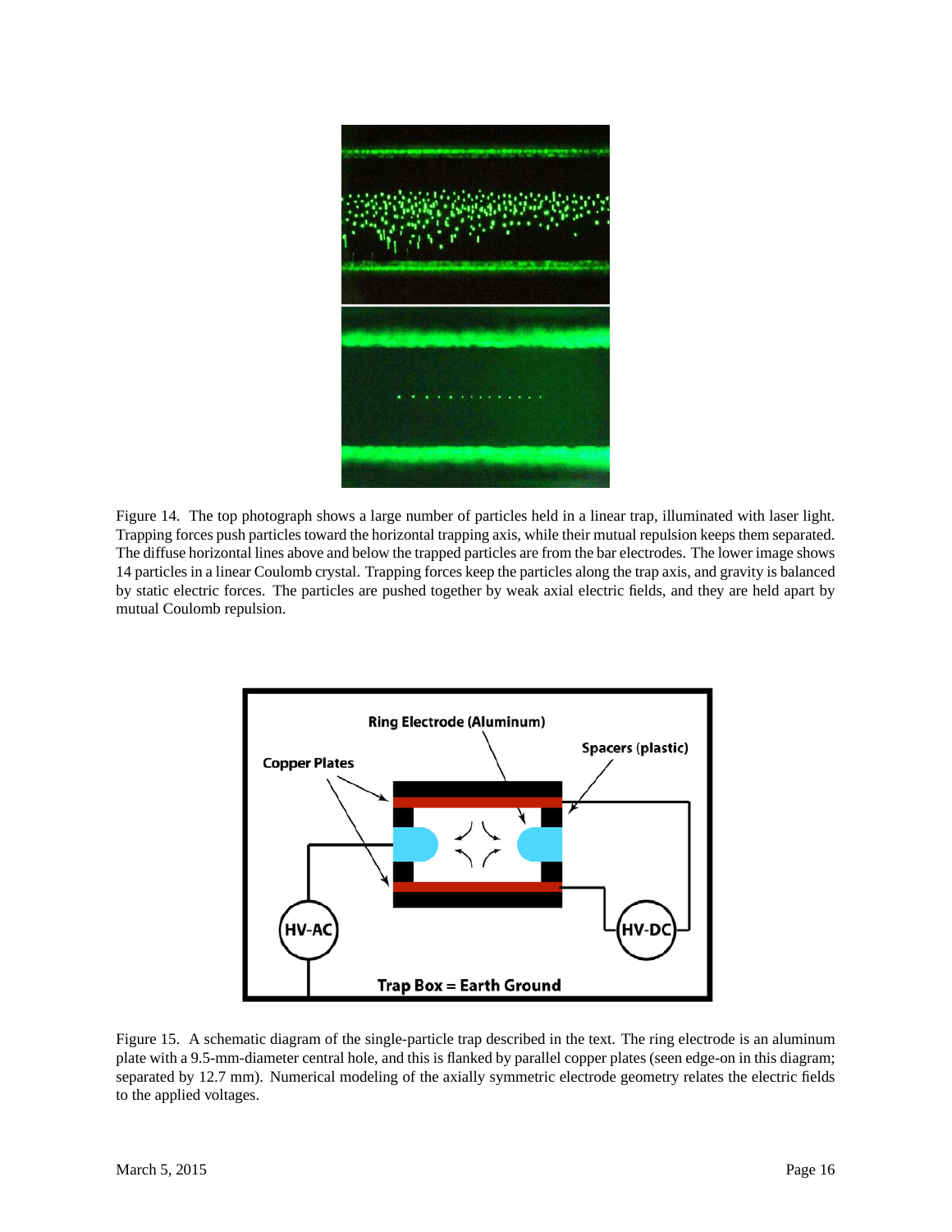Figure 14. The top photograph shows a large number of particles held in a linear trap, illuminated with laser light. Trapping forces push particles toward the horizontal trapping axis, while their mutual repulsion keeps them separated. The diffuse horizontal lines above and below the trapped particles are from the bar electrodes. The lower image shows 14 particles in a linear Coulomb crystal. Trapping forces keep the particles along the trap axis, and gravity is balanced by static electric forces. The particles are pushed together by weak axial electric fields, and they are held apart by mutual Coulomb repulsion.

Figure 15. A schematic diagram of the single-particle trap described in the text. The ring electrode is an aluminum plate with a 9.5-mm-diameter central hole, and this is flanked by parallel copper plates (seen edge-on in this diagram; separated by 12.7 mm). Numerical modeling of the axially symmetric electrode geometry relates the electric fields to the applied voltages.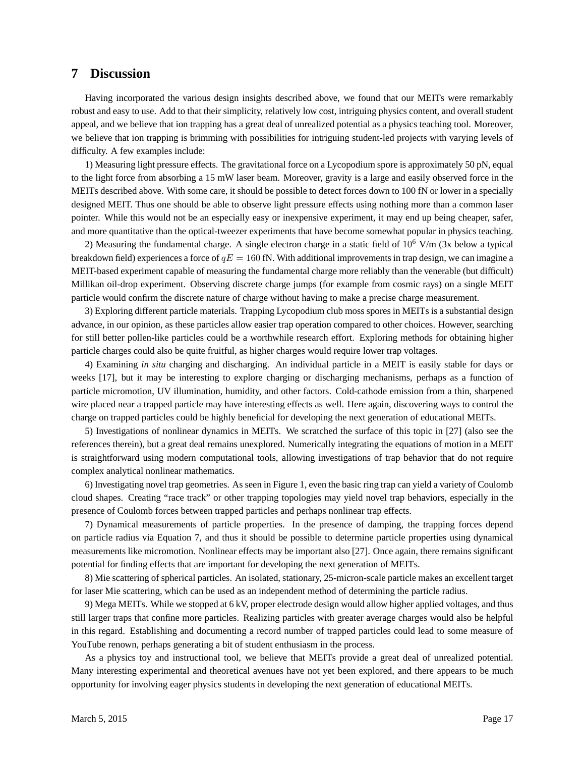## 7 Discussion

Having incorporated the various design insights described above, we found that our MEITs were remarkably robust and easy to use. Add to that their simplicity, relatively low cost, intriguing physics content, and overall student appeal, and we believe that ion trapping has a great deal of unrealized potential as a physics teaching tool. Moreover, we believe that ion trapping is brimming with possibilities for intriguing student-led projects with varying levels of difficulty. A few examples include:

1) Measuring light pressure effects. The gravitational force on a Lycopodium spore is approximately 50 pN, equal to the light force from absorbing a 15 mW laser beam. Moreover, gravity is a large and easily observed force in the MEITs described above. With some care, it should be possible to detect forces down to 100 fN or lower in a specially designed MEIT. Thus one should be able to observe light pressure effects using nothing more than a common laser pointer. While this would not be an especially easy or inexpensive experiment, it may end up being cheaper, safer, and more quantitative than the optical-tweezer experiments that have become somewhat popular in physics teaching.

2) Measuring the fundamental charge. A single electron charge in a static field of $10^6$ V/m (3x below a typical breakdown field) experiences a force of $qE = 160$ fN. With additional improvements in trap design, we can imagine a MEIT-based experiment capable of measuring the fundamental charge more reliably than the venerable (but difficult) Millikan oil-drop experiment. Observing discrete charge jumps (for example from cosmic rays) on a single MEIT particle would confirm the discrete nature of charge without having to make a precise charge measurement.

3) Exploring different particle materials. Trapping Lycopodium club moss spores in MEITs is a substantial design advance, in our opinion, as these particles allow easier trap operation compared to other choices. However, searching for still better pollen-like particles could be a worthwhile research effort. Exploring methods for obtaining higher particle charges could also be quite fruitful, as higher charges would require lower trap voltages.

4) Examining *in situ* charging and discharging. An individual particle in a MEIT is easily stable for days or weeks [17], but it may be interesting to explore charging or discharging mechanisms, perhaps as a function of particle micromotion, UV illumination, humidity, and other factors. Cold-cathode emission from a thin, sharpened wire placed near a trapped particle may have interesting effects as well. Here again, discovering ways to control the charge on trapped particles could be highly beneficial for developing the next generation of educational MEITs.

5) Investigations of nonlinear dynamics in MEITs. We scratched the surface of this topic in [27] (also see the references therein), but a great deal remains unexplored. Numerically integrating the equations of motion in a MEIT is straightforward using modern computational tools, allowing investigations of trap behavior that do not require complex analytical nonlinear mathematics.

6) Investigating novel trap geometries. As seen in Figure 1, even the basic ring trap can yield a variety of Coulomb cloud shapes. Creating "race track" or other trapping topologies may yield novel trap behaviors, especially in the presence of Coulomb forces between trapped particles and perhaps nonlinear trap effects.

7) Dynamical measurements of particle properties. In the presence of damping, the trapping forces depend on particle radius via Equation 7, and thus it should be possible to determine particle properties using dynamical measurements like micromotion. Nonlinear effects may be important also [27]. Once again, there remains significant potential for finding effects that are important for developing the next generation of MEITs.

8) Mie scattering of spherical particles. An isolated, stationary, 25-micron-scale particle makes an excellent target for laser Mie scattering, which can be used as an independent method of determining the particle radius.

9) Mega MEITs. While we stopped at 6 kV, proper electrode design would allow higher applied voltages, and thus still larger traps that confine more particles. Realizing particles with greater average charges would also be helpful in this regard. Establishing and documenting a record number of trapped particles could lead to some measure of YouTube renown, perhaps generating a bit of student enthusiasm in the process.

As a physics toy and instructional tool, we believe that MEITs provide a great deal of unrealized potential. Many interesting experimental and theoretical avenues have not yet been explored, and there appears to be much opportunity for involving eager physics students in developing the next generation of educational MEITs.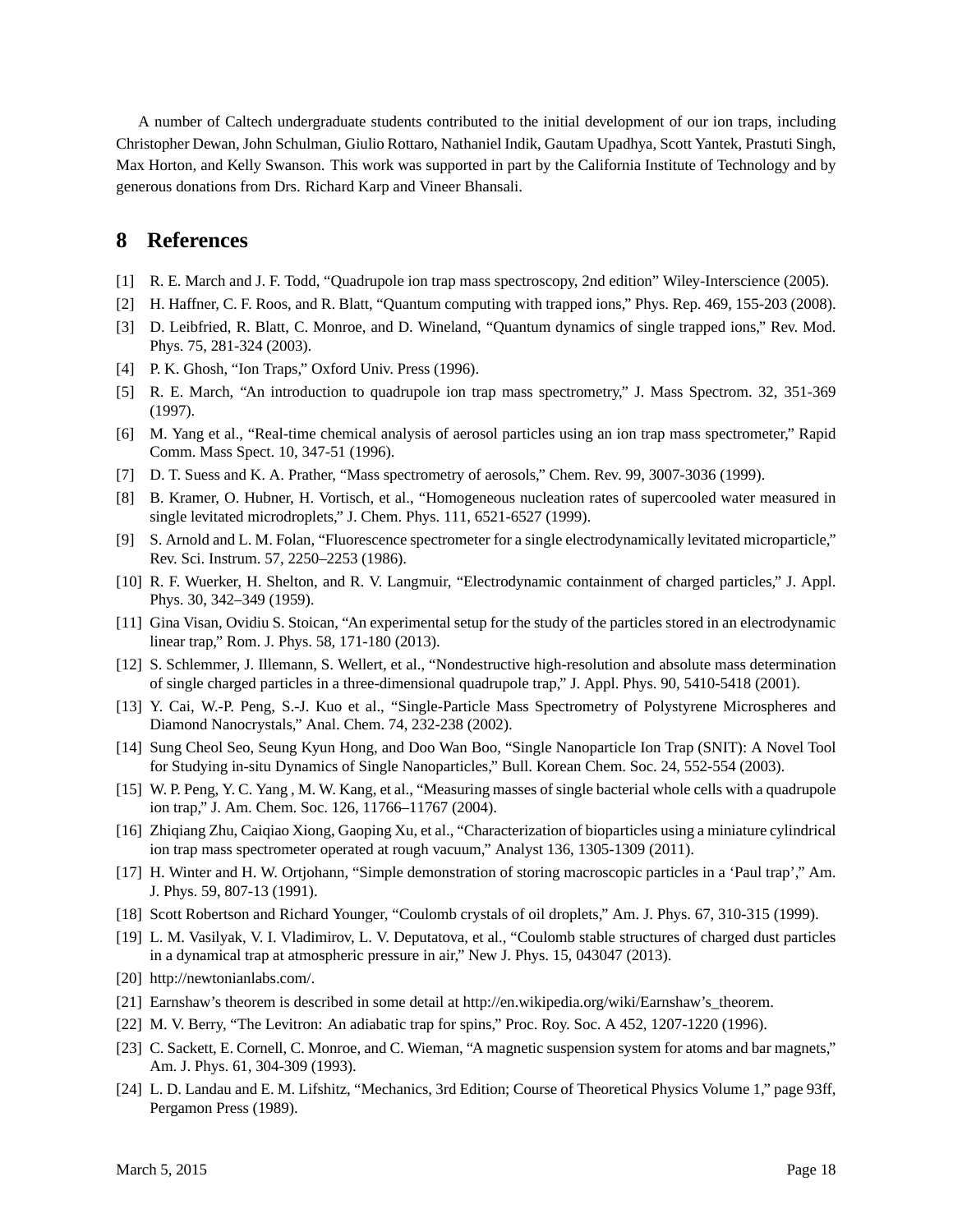A number of Caltech undergraduate students contributed to the initial development of our ion traps, including Christopher Dewan, John Schulman, Giulio Rottaro, Nathaniel Indik, Gautam Upadhya, Scott Yantek, Prastuti Singh, Max Horton, and Kelly Swanson. This work was supported in part by the California Institute of Technology and by generous donations from Drs. Richard Karp and Vineer Bhansali.

# 8 References

[1] R. E. March and J. F. Todd, "Quadrupole ion trap mass spectroscopy, 2nd edition" Wiley-Interscience (2005).

[2] H. Haffner, C. F. Roos, and R. Blatt, "Quantum computing with trapped ions," Phys. Rep. 469, 155-203 (2008).

[3] D. Leibfried, R. Blatt, C. Monroe, and D. Wineland, "Quantum dynamics of single trapped ions," Rev. Mod. Phys. 75, 281-324 (2003).

[4] P. K. Ghosh, "Ion Traps," Oxford Univ. Press (1996).

[5] R. E. March, "An introduction to quadrupole ion trap mass spectrometry," J. Mass Spectrom. 32, 351-369 (1997).

[6] M. Yang et al., "Real-time chemical analysis of aerosol particles using an ion trap mass spectrometer," Rapid Comm. Mass Spect. 10, 347-51 (1996).

[7] D. T. Suess and K. A. Prather, "Mass spectrometry of aerosols," Chem. Rev. 99, 3007-3036 (1999).

[8] B. Kramer, O. Hubner, H. Vortisch, et al., "Homogeneous nucleation rates of supercooled water measured in single levitated microdroplets," J. Chem. Phys. 111, 6521-6527 (1999).

[9] S. Arnold and L. M. Folan, "Fluorescence spectrometer for a single electrodynamically levitated microparticle," Rev. Sci. Instrum. 57, 2250–2253 (1986).

[10] R. F. Wuerker, H. Shelton, and R. V. Langmuir, "Electrodynamic containment of charged particles," J. Appl. Phys. 30, 342–349 (1959).

[11] Gina Visan, Ovidiu S. Stoican, "An experimental setup for the study of the particles stored in an electrodynamic linear trap," Rom. J. Phys. 58, 171-180 (2013).

[12] S. Schlemmer, J. Illemann, S. Wellert, et al., "Nondestructive high-resolution and absolute mass determination of single charged particles in a three-dimensional quadrupole trap," J. Appl. Phys. 90, 5410-5418 (2001).

[13] Y. Cai, W.-P. Peng, S.-J. Kuo et al., "Single-Particle Mass Spectrometry of Polystyrene Microspheres and Diamond Nanocrystals," Anal. Chem. 74, 232-238 (2002).

[14] Sung Cheol Seo, Seung Kyun Hong, and Doo Wan Boo, "Single Nanoparticle Ion Trap (SNIT): A Novel Tool for Studying in-situ Dynamics of Single Nanoparticles," Bull. Korean Chem. Soc. 24, 552-554 (2003).

[15] W. P. Peng, Y. C. Yang , M. W. Kang, et al., "Measuring masses of single bacterial whole cells with a quadrupole ion trap," J. Am. Chem. Soc. 126, 11766–11767 (2004).

[16] Zhiqiang Zhu, Caiqiao Xiong, Gaoping Xu, et al., "Characterization of bioparticles using a miniature cylindrical ion trap mass spectrometer operated at rough vacuum," Analyst 136, 1305-1309 (2011).

[17] H. Winter and H. W. Ortjohann, "Simple demonstration of storing macroscopic particles in a 'Paul trap'," Am. J. Phys. 59, 807-13 (1991).

[18] Scott Robertson and Richard Younger, "Coulomb crystals of oil droplets," Am. J. Phys. 67, 310-315 (1999).

[19] L. M. Vasilyak, V. I. Vladimirov, L. V. Deputatova, et al., "Coulomb stable structures of charged dust particles in a dynamical trap at atmospheric pressure in air," New J. Phys. 15, 043047 (2013).

[20] http://newtonianlabs.com/.

[21] Earnshaw's theorem is described in some detail at http://en.wikipedia.org/wiki/Earnshaw's_theorem.

[22] M. V. Berry, "The Levitron: An adiabatic trap for spins," Proc. Roy. Soc. A 452, 1207-1220 (1996).

[23] C. Sackett, E. Cornell, C. Monroe, and C. Wieman, "A magnetic suspension system for atoms and bar magnets," Am. J. Phys. 61, 304-309 (1993).

[24] L. D. Landau and E. M. Lifshitz, "Mechanics, 3rd Edition; Course of Theoretical Physics Volume 1," page 93ff, Pergamon Press (1989).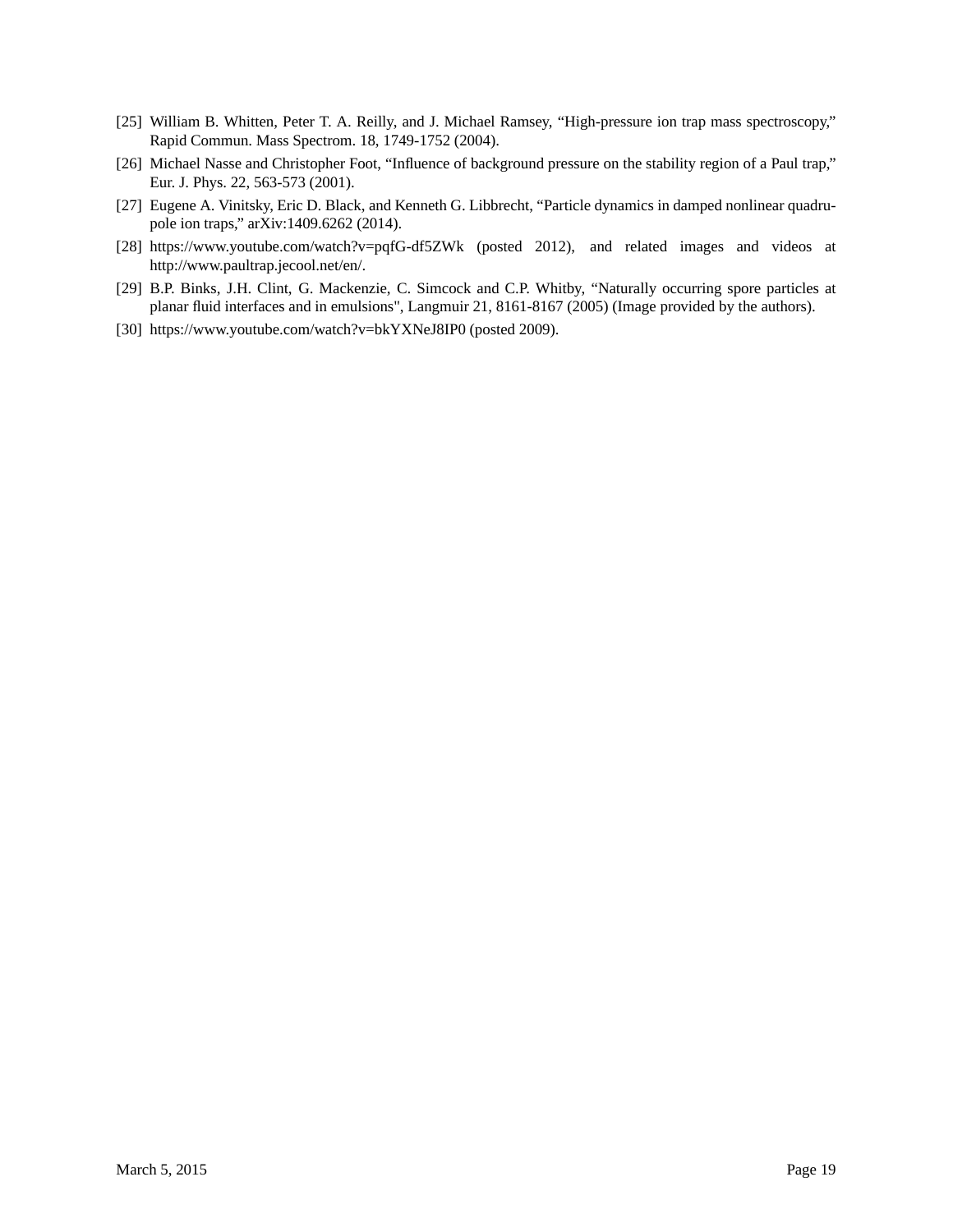[25] William B. Whitten, Peter T. A. Reilly, and J. Michael Ramsey, “High-pressure ion trap mass spectroscopy,” Rapid Commun. Mass Spectrom. 18, 1749-1752 (2004).

[26] Michael Nasse and Christopher Foot, “Influence of background pressure on the stability region of a Paul trap,” Eur. J. Phys. 22, 563-573 (2001).

[27] Eugene A. Vinitsky, Eric D. Black, and Kenneth G. Libbrecht, “Particle dynamics in damped nonlinear quadrupole ion traps,” arXiv:1409.6262 (2014).

[28] https://www.youtube.com/watch?v=pqfG-df5ZWk (posted 2012), and related images and videos at http://www.paultrap.jecool.net/en/.

[29] B.P. Binks, J.H. Clint, G. Mackenzie, C. Simcock and C.P. Whitby, “Naturally occurring spore particles at planar fluid interfaces and in emulsions", Langmuir 21, 8161-8167 (2005) (Image provided by the authors).

[30] https://www.youtube.com/watch?v=bkYXNeJ8IP0 (posted 2009).